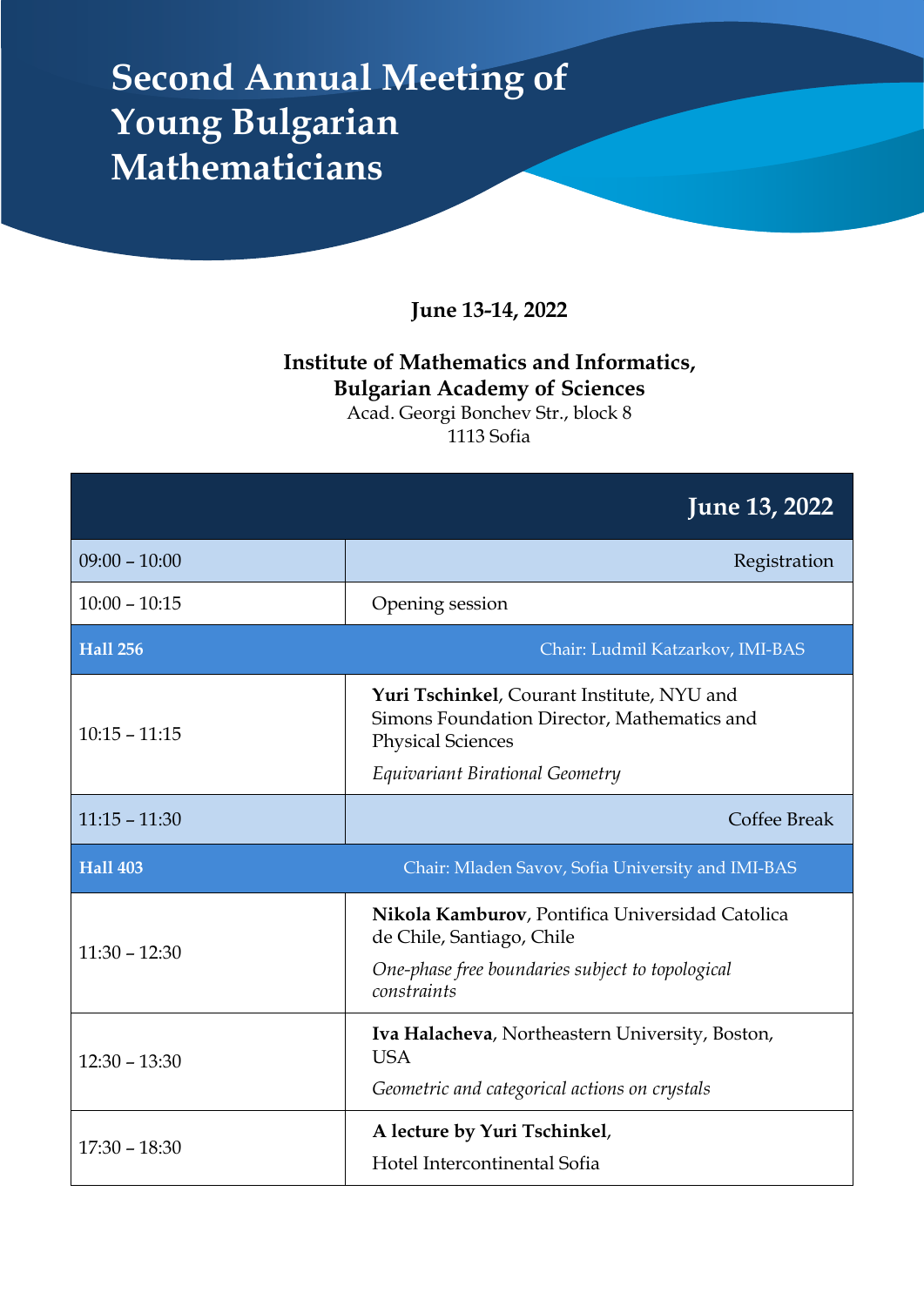# Second Annual Meeting of Young Bulgarian Mathematicians

**June 13-14, 2022**

**Institute of Mathematics and Informatics, Bulgarian Academy of Sciences**
Acad. Georgi Bonchev Str., block 8
1113 Sofia

| | **June 13, 2022** |
|---|---|
| 09:00 – 10:00 | Registration |
| 10:00 – 10:15 | Opening session |
| **Hall 256** | Chair: Ludmil Katzarkov, IMI-BAS |
| 10:15 – 11:15 | **Yuri Tschinkel**, Courant Institute, NYU and Simons Foundation Director, Mathematics and Physical Sciences<br>*Equivariant Birational Geometry* |
| 11:15 – 11:30 | Coffee Break |
| **Hall 403** | Chair: Mladen Savov, Sofia University and IMI-BAS |
| 11:30 – 12:30 | **Nikola Kamburov**, Pontifica Universidad Catolica de Chile, Santiago, Chile<br>*One-phase free boundaries subject to topological constraints* |
| 12:30 – 13:30 | **Iva Halacheva**, Northeastern University, Boston, USA<br>*Geometric and categorical actions on crystals* |
| 17:30 – 18:30 | **A lecture by Yuri Tschinkel**,<br>Hotel Intercontinental Sofia |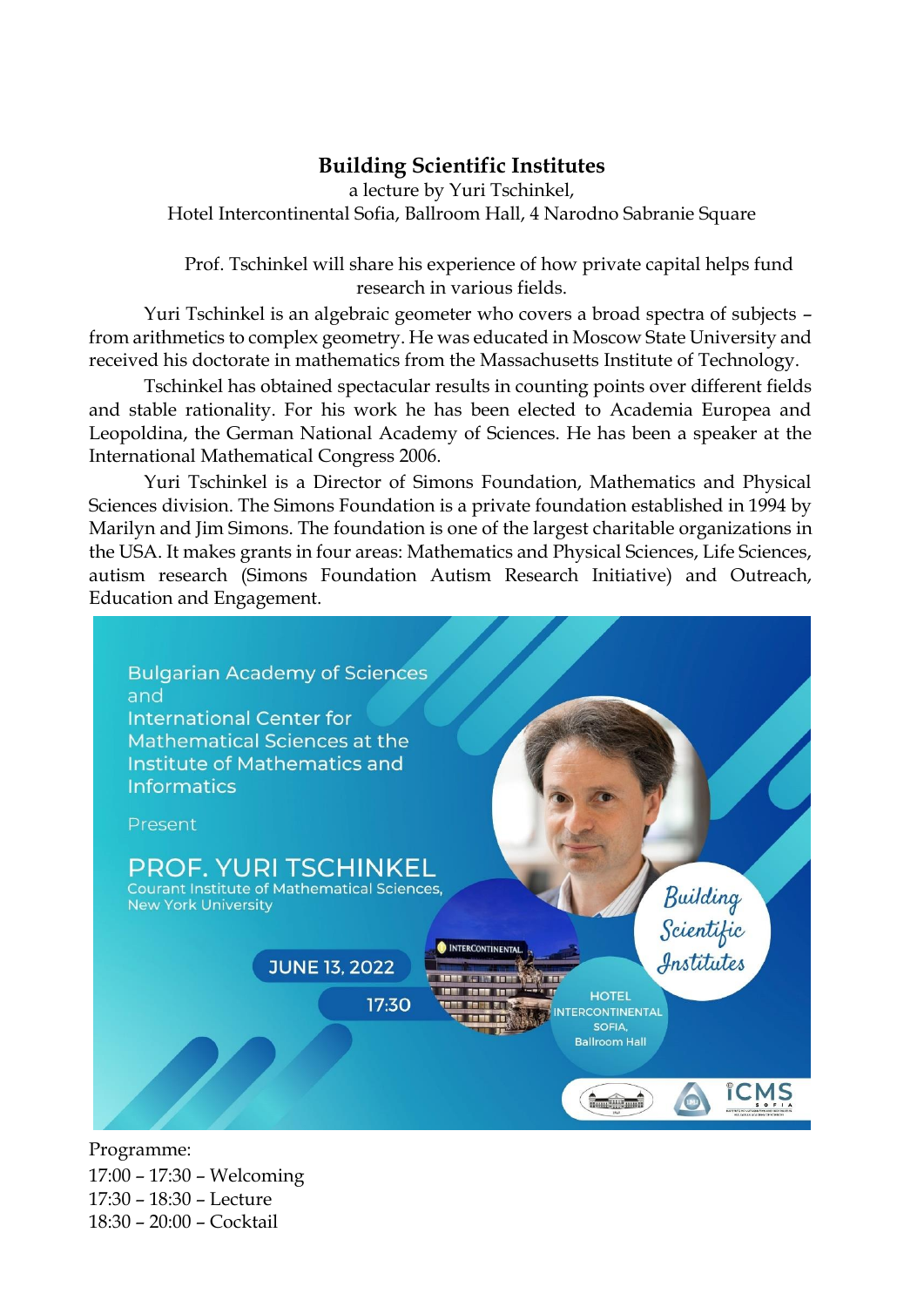## Building Scientific Institutes

a lecture by Yuri Tschinkel,
Hotel Intercontinental Sofia, Ballroom Hall, 4 Narodno Sabranie Square

Prof. Tschinkel will share his experience of how private capital helps fund research in various fields.

Yuri Tschinkel is an algebraic geometer who covers a broad spectra of subjects – from arithmetics to complex geometry. He was educated in Moscow State University and received his doctorate in mathematics from the Massachusetts Institute of Technology.

Tschinkel has obtained spectacular results in counting points over different fields and stable rationality. For his work he has been elected to Academia Europea and Leopoldina, the German National Academy of Sciences. He has been a speaker at the International Mathematical Congress 2006.

Yuri Tschinkel is a Director of Simons Foundation, Mathematics and Physical Sciences division. The Simons Foundation is a private foundation established in 1994 by Marilyn and Jim Simons. The foundation is one of the largest charitable organizations in the USA. It makes grants in four areas: Mathematics and Physical Sciences, Life Sciences, autism research (Simons Foundation Autism Research Initiative) and Outreach, Education and Engagement.

Bulgarian Academy of Sciences and International Center for Mathematical Sciences at the Institute of Mathematics and Informatics

Present

PROF. YURI TSCHINKEL
Courant Institute of Mathematical Sciences, New York University

Building Scientific Institutes

JUNE 13, 2022

17:30

HOTEL INTERCONTINENTAL SOFIA, Ballroom Hall

Programme:
17:00 – 17:30 – Welcoming
17:30 – 18:30 – Lecture
18:30 – 20:00 – Cocktail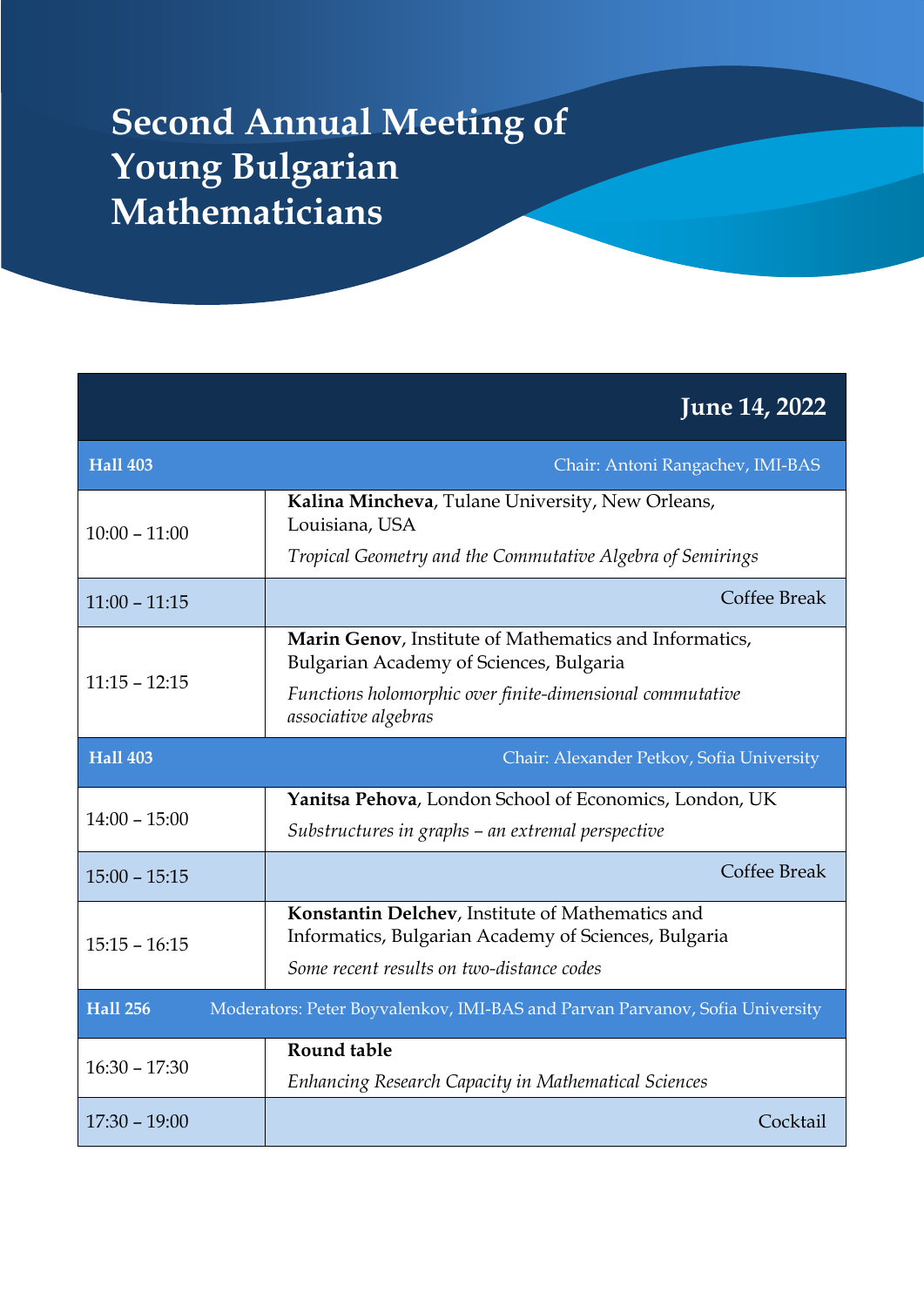# Second Annual Meeting of Young Bulgarian Mathematicians

| | |
|---|---|
| | **June 14, 2022** |
| **Hall 403** | Chair: Antoni Rangachev, IMI-BAS |
| 10:00 – 11:00 | **Kalina Mincheva**, Tulane University, New Orleans, Louisiana, USA<br>*Tropical Geometry and the Commutative Algebra of Semirings* |
| 11:00 – 11:15 | Coffee Break |
| 11:15 – 12:15 | **Marin Genov**, Institute of Mathematics and Informatics, Bulgarian Academy of Sciences, Bulgaria<br>*Functions holomorphic over finite-dimensional commutative associative algebras* |
| **Hall 403** | Chair: Alexander Petkov, Sofia University |
| 14:00 – 15:00 | **Yanitsa Pehova**, London School of Economics, London, UK<br>*Substructures in graphs – an extremal perspective* |
| 15:00 – 15:15 | Coffee Break |
| 15:15 – 16:15 | **Konstantin Delchev**, Institute of Mathematics and Informatics, Bulgarian Academy of Sciences, Bulgaria<br>*Some recent results on two-distance codes* |
| **Hall 256** | Moderators: Peter Boyvalenkov, IMI-BAS and Parvan Parvanov, Sofia University |
| 16:30 – 17:30 | **Round table**<br>*Enhancing Research Capacity in Mathematical Sciences* |
| 17:30 – 19:00 | Cocktail |